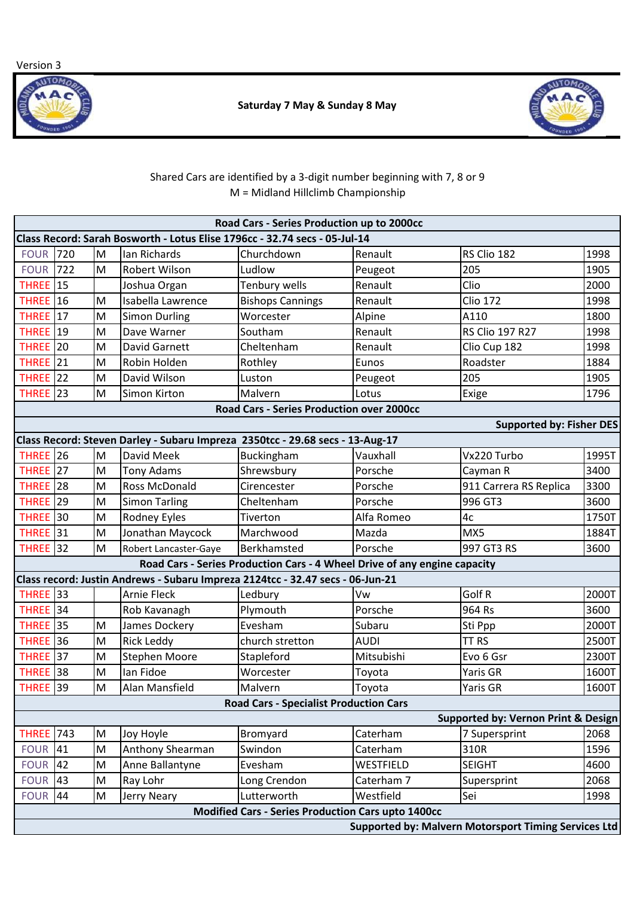Version 3

**Saturday 7 May & Sunday 8 May**

Shared Cars are identified by a 3-digit number beginning with 7, 8 or 9
M = Midland Hillclimb Championship

| | | | | | | | |
|---|---|---|---|---|---|---|---|
| **Road Cars - Series Production up to 2000cc** | | | | | | | |
| **Class Record: Sarah Bosworth - Lotus Elise 1796cc - 32.74 secs - 05-Jul-14** | | | | | | | |
| FOUR | 720 | M | Ian Richards | Churchdown | Renault | RS Clio 182 | 1998 |
| FOUR | 722 | M | Robert Wilson | Ludlow | Peugeot | 205 | 1905 |
| THREE | 15 | | Joshua Organ | Tenbury wells | Renault | Clio | 2000 |
| THREE | 16 | M | Isabella Lawrence | Bishops Cannings | Renault | Clio 172 | 1998 |
| THREE | 17 | M | Simon Durling | Worcester | Alpine | A110 | 1800 |
| THREE | 19 | M | Dave Warner | Southam | Renault | RS Clio 197 R27 | 1998 |
| THREE | 20 | M | David Garnett | Cheltenham | Renault | Clio Cup 182 | 1998 |
| THREE | 21 | M | Robin Holden | Rothley | Eunos | Roadster | 1884 |
| THREE | 22 | M | David Wilson | Luston | Peugeot | 205 | 1905 |
| THREE | 23 | M | Simon Kirton | Malvern | Lotus | Exige | 1796 |
| **Road Cars - Series Production over 2000cc** | | | | | | | |
| **Supported by: Fisher DES** | | | | | | | |
| **Class Record: Steven Darley - Subaru Impreza 2350tcc - 29.68 secs - 13-Aug-17** | | | | | | | |
| THREE | 26 | M | David Meek | Buckingham | Vauxhall | Vx220 Turbo | 1995T |
| THREE | 27 | M | Tony Adams | Shrewsbury | Porsche | Cayman R | 3400 |
| THREE | 28 | M | Ross McDonald | Cirencester | Porsche | 911 Carrera RS Replica | 3300 |
| THREE | 29 | M | Simon Tarling | Cheltenham | Porsche | 996 GT3 | 3600 |
| THREE | 30 | M | Rodney Eyles | Tiverton | Alfa Romeo | 4c | 1750T |
| THREE | 31 | M | Jonathan Maycock | Marchwood | Mazda | MX5 | 1884T |
| THREE | 32 | M | Robert Lancaster-Gaye | Berkhamsted | Porsche | 997 GT3 RS | 3600 |
| **Road Cars - Series Production Cars - 4 Wheel Drive of any engine capacity** | | | | | | | |
| **Class record: Justin Andrews - Subaru Impreza 2124tcc - 32.47 secs - 06-Jun-21** | | | | | | | |
| THREE | 33 | | Arnie Fleck | Ledbury | Vw | Golf R | 2000T |
| THREE | 34 | | Rob Kavanagh | Plymouth | Porsche | 964 Rs | 3600 |
| THREE | 35 | M | James Dockery | Evesham | Subaru | Sti Ppp | 2000T |
| THREE | 36 | M | Rick Leddy | church stretton | AUDI | TT RS | 2500T |
| THREE | 37 | M | Stephen Moore | Stapleford | Mitsubishi | Evo 6 Gsr | 2300T |
| THREE | 38 | M | Ian Fidoe | Worcester | Toyota | Yaris GR | 1600T |
| THREE | 39 | M | Alan Mansfield | Malvern | Toyota | Yaris GR | 1600T |
| **Road Cars - Specialist Production Cars** | | | | | | | |
| **Supported by: Vernon Print & Design** | | | | | | | |
| THREE | 743 | M | Joy Hoyle | Bromyard | Caterham | 7 Supersprint | 2068 |
| FOUR | 41 | M | Anthony Shearman | Swindon | Caterham | 310R | 1596 |
| FOUR | 42 | M | Anne Ballantyne | Evesham | WESTFIELD | SEIGHT | 4600 |
| FOUR | 43 | M | Ray Lohr | Long Crendon | Caterham 7 | Supersprint | 2068 |
| FOUR | 44 | M | Jerry Neary | Lutterworth | Westfield | Sei | 1998 |
| **Modified Cars - Series Production Cars upto 1400cc** | | | | | | | |
| **Supported by: Malvern Motorsport Timing Services Ltd** | | | | | | | |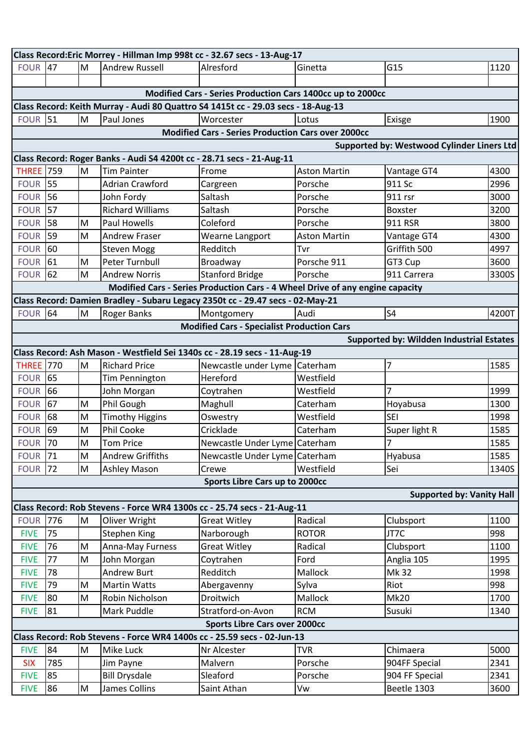| | | | | | | | |
|---|---|---|---|---|---|---|---|
| **Class Record:Eric Morrey - Hillman Imp 998t cc - 32.67 secs - 13-Aug-17** | | | | | | | |
| FOUR | 47 | M | Andrew Russell | Alresford | Ginetta | G15 | 1120 |
| | | | | | | | |
| **Modified Cars - Series Production Cars 1400cc up to 2000cc** | | | | | | | |
| **Class Record: Keith Murray - Audi 80 Quattro S4 1415t cc - 29.03 secs - 18-Aug-13** | | | | | | | |
| FOUR | 51 | M | Paul Jones | Worcester | Lotus | Exisge | 1900 |
| **Modified Cars - Series Production Cars over 2000cc** | | | | | | | |
| **Supported by: Westwood Cylinder Liners Ltd** | | | | | | | |
| **Class Record: Roger Banks - Audi S4 4200t cc - 28.71 secs - 21-Aug-11** | | | | | | | |
| THREE | 759 | M | Tim Painter | Frome | Aston Martin | Vantage GT4 | 4300 |
| FOUR | 55 | | Adrian Crawford | Cargreen | Porsche | 911 Sc | 2996 |
| FOUR | 56 | | John Fordy | Saltash | Porsche | 911 rsr | 3000 |
| FOUR | 57 | | Richard Williams | Saltash | Porsche | Boxster | 3200 |
| FOUR | 58 | M | Paul Howells | Coleford | Porsche | 911 RSR | 3800 |
| FOUR | 59 | M | Andrew Fraser | Wearne Langport | Aston Martin | Vantage GT4 | 4300 |
| FOUR | 60 | | Steven Mogg | Redditch | Tvr | Griffith 500 | 4997 |
| FOUR | 61 | M | Peter Turnbull | Broadway | Porsche 911 | GT3 Cup | 3600 |
| FOUR | 62 | M | Andrew Norris | Stanford Bridge | Porsche | 911 Carrera | 3300S |
| **Modified Cars - Series Production Cars - 4 Wheel Drive of any engine capacity** | | | | | | | |
| **Class Record: Damien Bradley - Subaru Legacy 2350t cc - 29.47 secs - 02-May-21** | | | | | | | |
| FOUR | 64 | M | Roger Banks | Montgomery | Audi | S4 | 4200T |
| **Modified Cars - Specialist Production Cars** | | | | | | | |
| **Supported by: Wildden Industrial Estates** | | | | | | | |
| **Class Record: Ash Mason - Westfield Sei 1340s cc - 28.19 secs - 11-Aug-19** | | | | | | | |
| THREE | 770 | M | Richard Price | Newcastle under Lyme | Caterham | 7 | 1585 |
| FOUR | 65 | | Tim Pennington | Hereford | Westfield | | |
| FOUR | 66 | | John Morgan | Coytrahen | Westfield | 7 | 1999 |
| FOUR | 67 | M | Phil Gough | Maghull | Caterham | Hoyabusa | 1300 |
| FOUR | 68 | M | Timothy Higgins | Oswestry | Westfield | SEI | 1998 |
| FOUR | 69 | M | Phil Cooke | Cricklade | Caterham | Super light R | 1585 |
| FOUR | 70 | M | Tom Price | Newcastle Under Lyme | Caterham | 7 | 1585 |
| FOUR | 71 | M | Andrew Griffiths | Newcastle Under Lyme | Caterham | Hyabusa | 1585 |
| FOUR | 72 | M | Ashley Mason | Crewe | Westfield | Sei | 1340S |
| **Sports Libre Cars up to 2000cc** | | | | | | | |
| **Supported by: Vanity Hall** | | | | | | | |
| **Class Record: Rob Stevens - Force WR4 1300s cc - 25.74 secs - 21-Aug-11** | | | | | | | |
| FOUR | 776 | M | Oliver Wright | Great Witley | Radical | Clubsport | 1100 |
| FIVE | 75 | | Stephen King | Narborough | ROTOR | JT7C | 998 |
| FIVE | 76 | M | Anna-May Furness | Great Witley | Radical | Clubsport | 1100 |
| FIVE | 77 | M | John Morgan | Coytrahen | Ford | Anglia 105 | 1995 |
| FIVE | 78 | | Andrew Burt | Redditch | Mallock | Mk 32 | 1998 |
| FIVE | 79 | M | Martin Watts | Abergavenny | Sylva | Riot | 998 |
| FIVE | 80 | M | Robin Nicholson | Droitwich | Mallock | Mk20 | 1700 |
| FIVE | 81 | | Mark Puddle | Stratford-on-Avon | RCM | Susuki | 1340 |
| **Sports Libre Cars over 2000cc** | | | | | | | |
| **Class Record: Rob Stevens - Force WR4 1400s cc - 25.59 secs - 02-Jun-13** | | | | | | | |
| FIVE | 84 | M | Mike Luck | Nr Alcester | TVR | Chimaera | 5000 |
| SIX | 785 | | Jim Payne | Malvern | Porsche | 904FF Special | 2341 |
| FIVE | 85 | | Bill Drysdale | Sleaford | Porsche | 904 FF Special | 2341 |
| FIVE | 86 | M | James Collins | Saint Athan | Vw | Beetle 1303 | 3600 |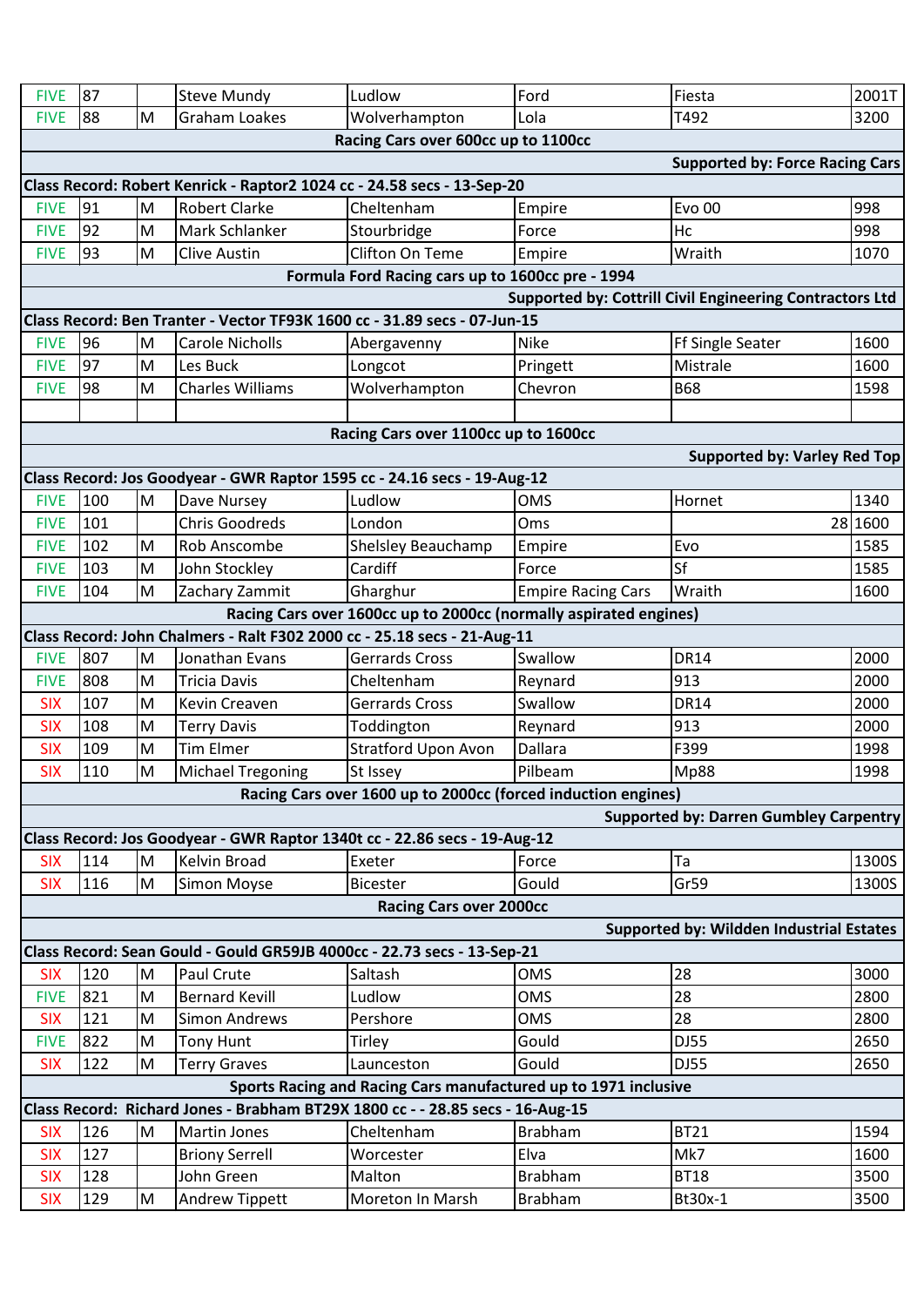| | | | | | | | |
|---|---|---|---|---|---|---|---|
| FIVE | 87 | | Steve Mundy | Ludlow | Ford | Fiesta | 2001T |
| FIVE | 88 | M | Graham Loakes | Wolverhampton | Lola | T492 | 3200 |
| **Racing Cars over 600cc up to 1100cc** | | | | | | | |
| **Supported by: Force Racing Cars** | | | | | | | |
| **Class Record: Robert Kenrick - Raptor2 1024 cc - 24.58 secs - 13-Sep-20** | | | | | | | |
| FIVE | 91 | M | Robert Clarke | Cheltenham | Empire | Evo 00 | 998 |
| FIVE | 92 | M | Mark Schlanker | Stourbridge | Force | Hc | 998 |
| FIVE | 93 | M | Clive Austin | Clifton On Teme | Empire | Wraith | 1070 |
| **Formula Ford Racing cars up to 1600cc pre - 1994** | | | | | | | |
| **Supported by: Cottrill Civil Engineering Contractors Ltd** | | | | | | | |
| **Class Record: Ben Tranter - Vector TF93K 1600 cc - 31.89 secs - 07-Jun-15** | | | | | | | |
| FIVE | 96 | M | Carole Nicholls | Abergavenny | Nike | Ff Single Seater | 1600 |
| FIVE | 97 | M | Les Buck | Longcot | Pringett | Mistrale | 1600 |
| FIVE | 98 | M | Charles Williams | Wolverhampton | Chevron | B68 | 1598 |
| | | | | | | | |
| **Racing Cars over 1100cc up to 1600cc** | | | | | | | |
| **Supported by: Varley Red Top** | | | | | | | |
| **Class Record: Jos Goodyear - GWR Raptor 1595 cc - 24.16 secs - 19-Aug-12** | | | | | | | |
| FIVE | 100 | M | Dave Nursey | Ludlow | OMS | Hornet | 1340 |
| FIVE | 101 | | Chris Goodreds | London | Oms | 28 | 1600 |
| FIVE | 102 | M | Rob Anscombe | Shelsley Beauchamp | Empire | Evo | 1585 |
| FIVE | 103 | M | John Stockley | Cardiff | Force | Sf | 1585 |
| FIVE | 104 | M | Zachary Zammit | Gharghur | Empire Racing Cars | Wraith | 1600 |
| **Racing Cars over 1600cc up to 2000cc (normally aspirated engines)** | | | | | | | |
| **Class Record: John Chalmers - Ralt F302 2000 cc - 25.18 secs - 21-Aug-11** | | | | | | | |
| FIVE | 807 | M | Jonathan Evans | Gerrards Cross | Swallow | DR14 | 2000 |
| FIVE | 808 | M | Tricia Davis | Cheltenham | Reynard | 913 | 2000 |
| SIX | 107 | M | Kevin Creaven | Gerrards Cross | Swallow | DR14 | 2000 |
| SIX | 108 | M | Terry Davis | Toddington | Reynard | 913 | 2000 |
| SIX | 109 | M | Tim Elmer | Stratford Upon Avon | Dallara | F399 | 1998 |
| SIX | 110 | M | Michael Tregoning | St Issey | Pilbeam | Mp88 | 1998 |
| **Racing Cars over 1600 up to 2000cc (forced induction engines)** | | | | | | | |
| **Supported by: Darren Gumbley Carpentry** | | | | | | | |
| **Class Record: Jos Goodyear - GWR Raptor 1340t cc - 22.86 secs - 19-Aug-12** | | | | | | | |
| SIX | 114 | M | Kelvin Broad | Exeter | Force | Ta | 1300S |
| SIX | 116 | M | Simon Moyse | Bicester | Gould | Gr59 | 1300S |
| **Racing Cars over 2000cc** | | | | | | | |
| **Supported by: Wildden Industrial Estates** | | | | | | | |
| **Class Record: Sean Gould - Gould GR59JB 4000cc - 22.73 secs - 13-Sep-21** | | | | | | | |
| SIX | 120 | M | Paul Crute | Saltash | OMS | 28 | 3000 |
| FIVE | 821 | M | Bernard Kevill | Ludlow | OMS | 28 | 2800 |
| SIX | 121 | M | Simon Andrews | Pershore | OMS | 28 | 2800 |
| FIVE | 822 | M | Tony Hunt | Tirley | Gould | DJ55 | 2650 |
| SIX | 122 | M | Terry Graves | Launceston | Gould | DJ55 | 2650 |
| **Sports Racing and Racing Cars manufactured up to 1971 inclusive** | | | | | | | |
| **Class Record: Richard Jones - Brabham BT29X 1800 cc - - 28.85 secs - 16-Aug-15** | | | | | | | |
| SIX | 126 | M | Martin Jones | Cheltenham | Brabham | BT21 | 1594 |
| SIX | 127 | | Briony Serrell | Worcester | Elva | Mk7 | 1600 |
| SIX | 128 | | John Green | Malton | Brabham | BT18 | 3500 |
| SIX | 129 | M | Andrew Tippett | Moreton In Marsh | Brabham | Bt30x-1 | 3500 |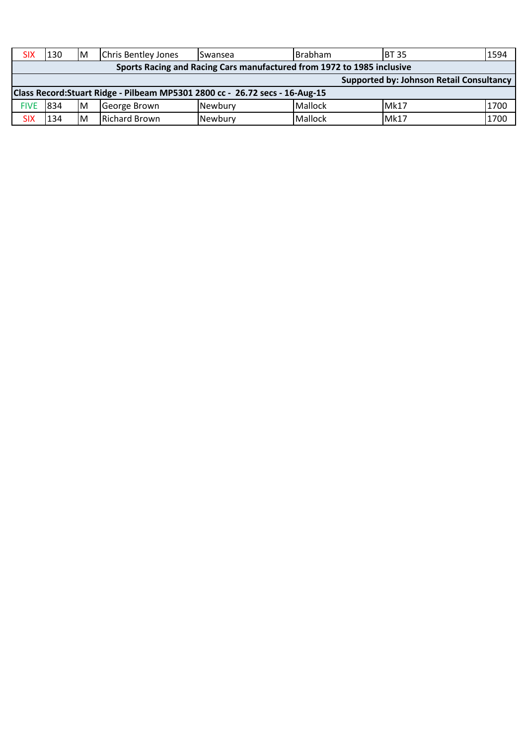| | | | | | | | |
|---|---|---|---|---|---|---|---|
| SIX | 130 | M | Chris Bentley Jones | Swansea | Brabham | BT 35 | 1594 |

**Sports Racing and Racing Cars manufactured from 1972 to 1985 inclusive**

**Supported by: Johnson Retail Consultancy**

**Class Record:Stuart Ridge - Pilbeam MP5301 2800 cc - 26.72 secs - 16-Aug-15**

| | | | | | | | |
|---|---|---|---|---|---|---|---|
| FIVE | 834 | M | George Brown | Newbury | Mallock | Mk17 | 1700 |
| SIX | 134 | M | Richard Brown | Newbury | Mallock | Mk17 | 1700 |